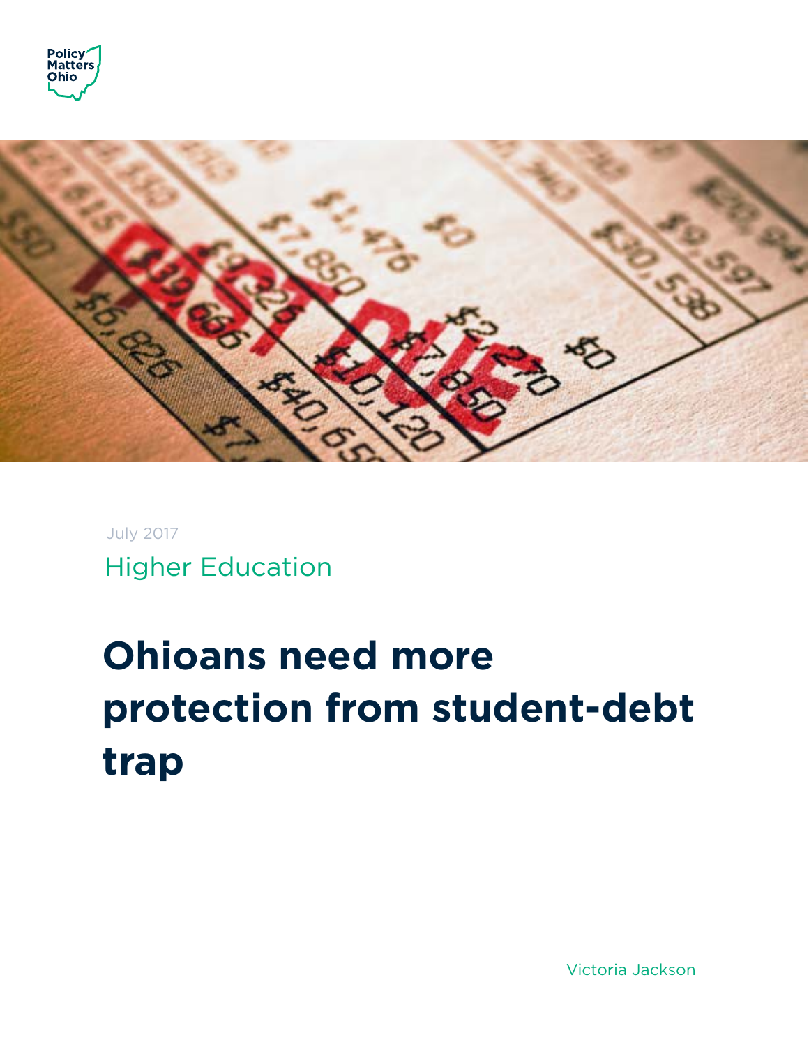Policy Matters Ohio

July 2017

Higher Education

# Ohioans need more protection from student-debt trap

Victoria Jackson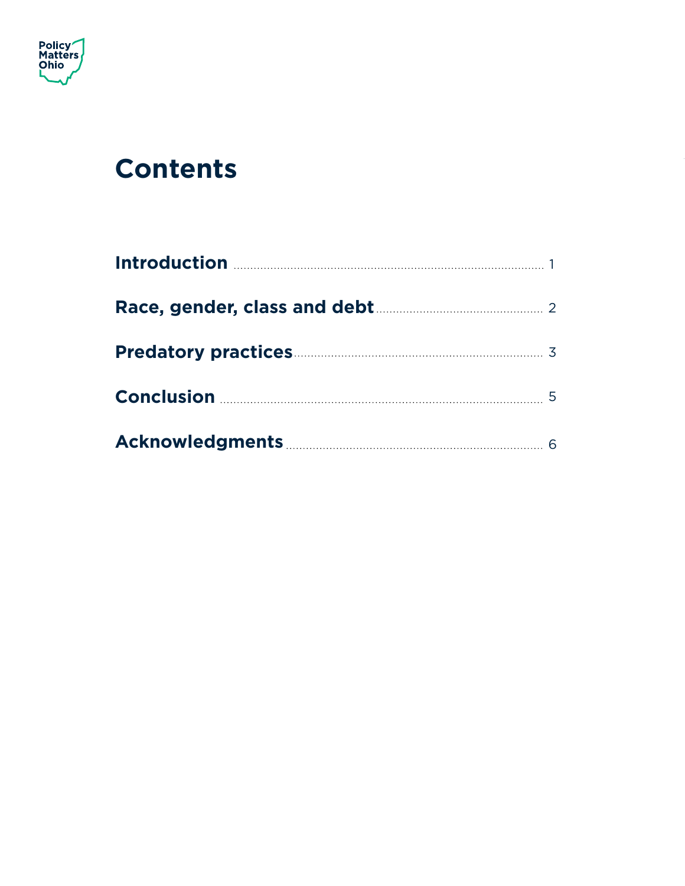# Contents

**Introduction** ............ 1

**Race, gender, class and debt** ............ 2

**Predatory practices** ............ 3

**Conclusion** ............ 5

**Acknowledgments** ............ 6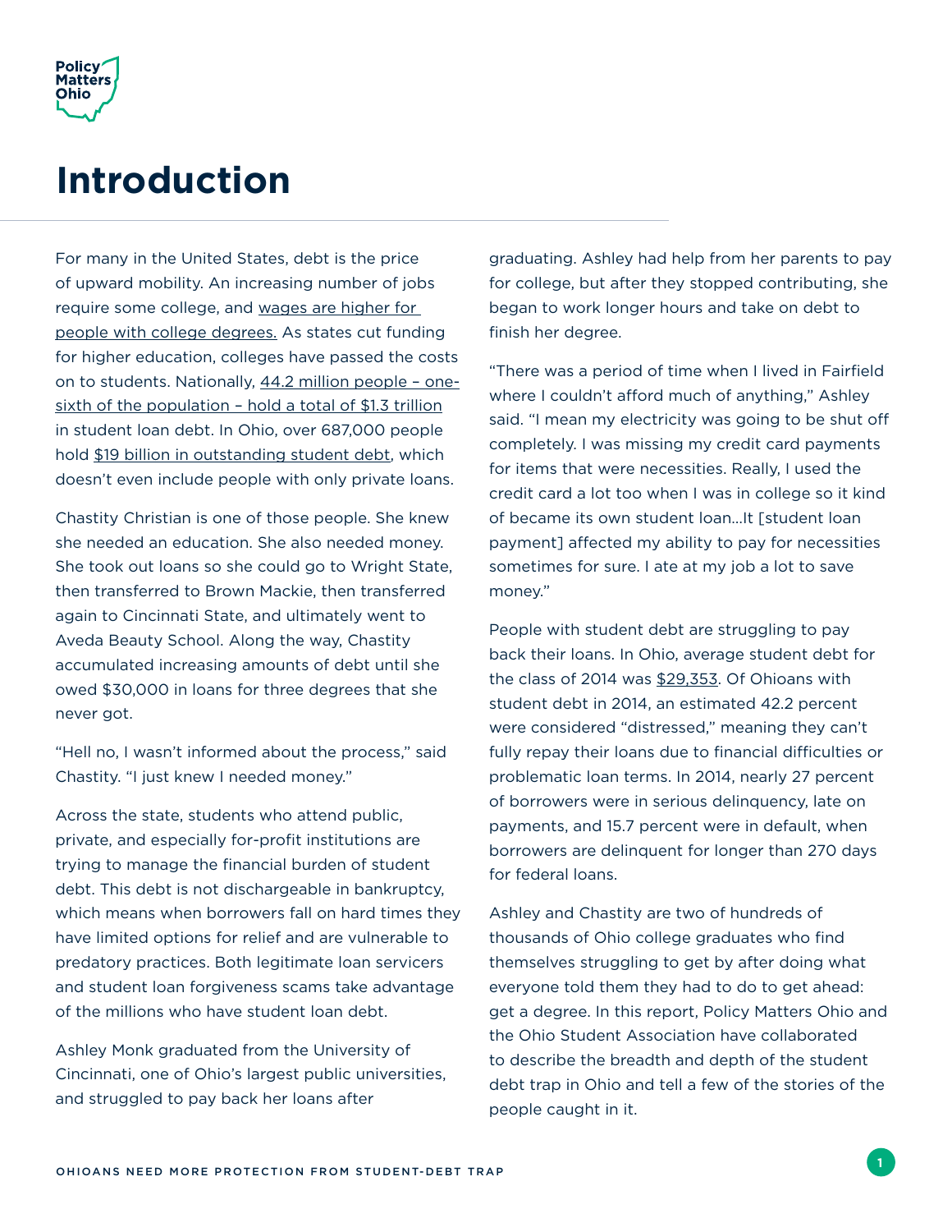# Introduction

For many in the United States, debt is the price of upward mobility. An increasing number of jobs require some college, and wages are higher for people with college degrees. As states cut funding for higher education, colleges have passed the costs on to students. Nationally, 44.2 million people – one-sixth of the population – hold a total of $1.3 trillion in student loan debt. In Ohio, over 687,000 people hold $19 billion in outstanding student debt, which doesn't even include people with only private loans.

Chastity Christian is one of those people. She knew she needed an education. She also needed money. She took out loans so she could go to Wright State, then transferred to Brown Mackie, then transferred again to Cincinnati State, and ultimately went to Aveda Beauty School. Along the way, Chastity accumulated increasing amounts of debt until she owed $30,000 in loans for three degrees that she never got.

"Hell no, I wasn't informed about the process," said Chastity. "I just knew I needed money."

Across the state, students who attend public, private, and especially for-profit institutions are trying to manage the financial burden of student debt. This debt is not dischargeable in bankruptcy, which means when borrowers fall on hard times they have limited options for relief and are vulnerable to predatory practices. Both legitimate loan servicers and student loan forgiveness scams take advantage of the millions who have student loan debt.

Ashley Monk graduated from the University of Cincinnati, one of Ohio's largest public universities, and struggled to pay back her loans after graduating. Ashley had help from her parents to pay for college, but after they stopped contributing, she began to work longer hours and take on debt to finish her degree.

"There was a period of time when I lived in Fairfield where I couldn't afford much of anything," Ashley said. "I mean my electricity was going to be shut off completely. I was missing my credit card payments for items that were necessities. Really, I used the credit card a lot too when I was in college so it kind of became its own student loan…It [student loan payment] affected my ability to pay for necessities sometimes for sure. I ate at my job a lot to save money."

People with student debt are struggling to pay back their loans. In Ohio, average student debt for the class of 2014 was $29,353. Of Ohioans with student debt in 2014, an estimated 42.2 percent were considered "distressed," meaning they can't fully repay their loans due to financial difficulties or problematic loan terms. In 2014, nearly 27 percent of borrowers were in serious delinquency, late on payments, and 15.7 percent were in default, when borrowers are delinquent for longer than 270 days for federal loans.

Ashley and Chastity are two of hundreds of thousands of Ohio college graduates who find themselves struggling to get by after doing what everyone told them they had to do to get ahead: get a degree. In this report, Policy Matters Ohio and the Ohio Student Association have collaborated to describe the breadth and depth of the student debt trap in Ohio and tell a few of the stories of the people caught in it.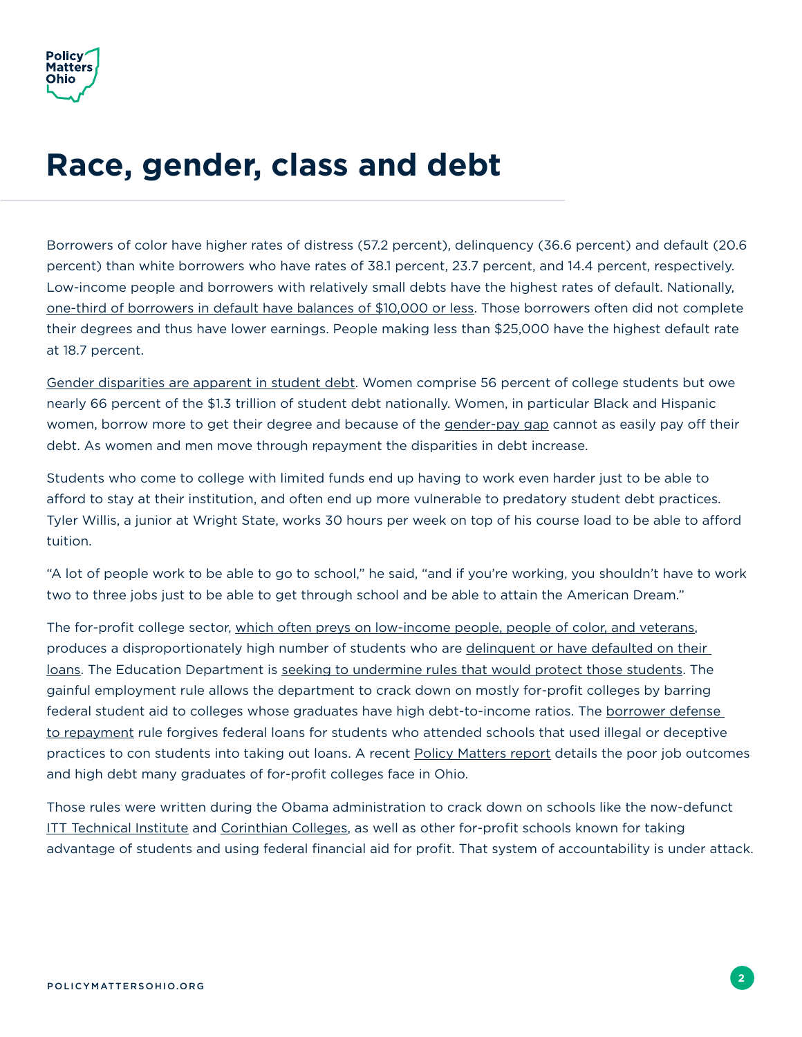# Race, gender, class and debt

Borrowers of color have higher rates of distress (57.2 percent), delinquency (36.6 percent) and default (20.6 percent) than white borrowers who have rates of 38.1 percent, 23.7 percent, and 14.4 percent, respectively. Low-income people and borrowers with relatively small debts have the highest rates of default. Nationally, one-third of borrowers in default have balances of $10,000 or less. Those borrowers often did not complete their degrees and thus have lower earnings. People making less than $25,000 have the highest default rate at 18.7 percent.

Gender disparities are apparent in student debt. Women comprise 56 percent of college students but owe nearly 66 percent of the $1.3 trillion of student debt nationally. Women, in particular Black and Hispanic women, borrow more to get their degree and because of the gender-pay gap cannot as easily pay off their debt. As women and men move through repayment the disparities in debt increase.

Students who come to college with limited funds end up having to work even harder just to be able to afford to stay at their institution, and often end up more vulnerable to predatory student debt practices. Tyler Willis, a junior at Wright State, works 30 hours per week on top of his course load to be able to afford tuition.

"A lot of people work to be able to go to school," he said, "and if you're working, you shouldn't have to work two to three jobs just to be able to get through school and be able to attain the American Dream."

The for-profit college sector, which often preys on low-income people, people of color, and veterans, produces a disproportionately high number of students who are delinquent or have defaulted on their loans. The Education Department is seeking to undermine rules that would protect those students. The gainful employment rule allows the department to crack down on mostly for-profit colleges by barring federal student aid to colleges whose graduates have high debt-to-income ratios. The borrower defense to repayment rule forgives federal loans for students who attended schools that used illegal or deceptive practices to con students into taking out loans. A recent Policy Matters report details the poor job outcomes and high debt many graduates of for-profit colleges face in Ohio.

Those rules were written during the Obama administration to crack down on schools like the now-defunct ITT Technical Institute and Corinthian Colleges, as well as other for-profit schools known for taking advantage of students and using federal financial aid for profit. That system of accountability is under attack.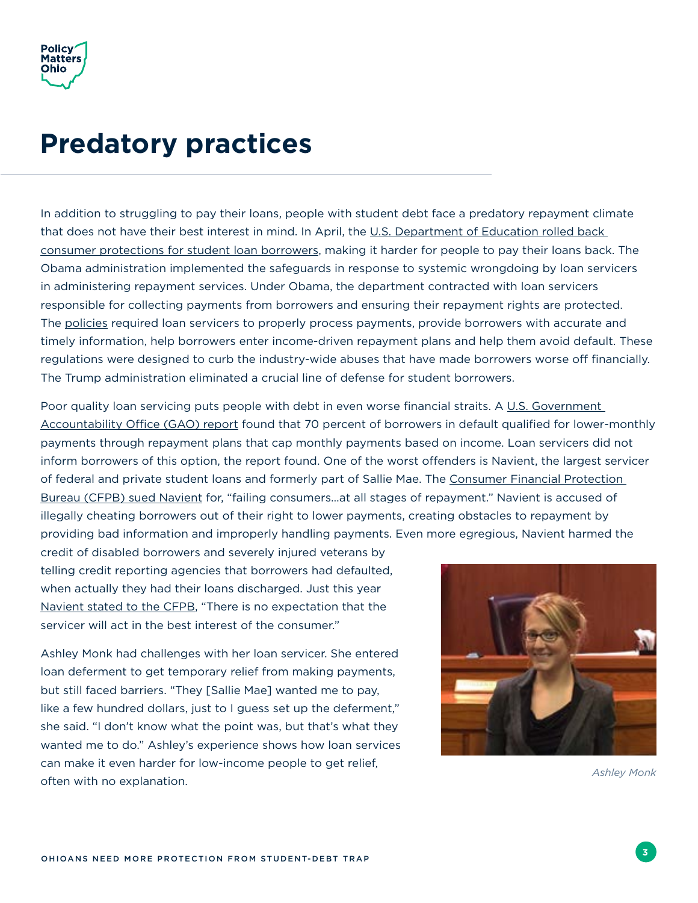# Predatory practices

In addition to struggling to pay their loans, people with student debt face a predatory repayment climate that does not have their best interest in mind. In April, the U.S. Department of Education rolled back consumer protections for student loan borrowers, making it harder for people to pay their loans back. The Obama administration implemented the safeguards in response to systemic wrongdoing by loan servicers in administering repayment services. Under Obama, the department contracted with loan servicers responsible for collecting payments from borrowers and ensuring their repayment rights are protected. The policies required loan servicers to properly process payments, provide borrowers with accurate and timely information, help borrowers enter income-driven repayment plans and help them avoid default. These regulations were designed to curb the industry-wide abuses that have made borrowers worse off financially. The Trump administration eliminated a crucial line of defense for student borrowers.

Poor quality loan servicing puts people with debt in even worse financial straits. A U.S. Government Accountability Office (GAO) report found that 70 percent of borrowers in default qualified for lower-monthly payments through repayment plans that cap monthly payments based on income. Loan servicers did not inform borrowers of this option, the report found. One of the worst offenders is Navient, the largest servicer of federal and private student loans and formerly part of Sallie Mae. The Consumer Financial Protection Bureau (CFPB) sued Navient for, "failing consumers…at all stages of repayment." Navient is accused of illegally cheating borrowers out of their right to lower payments, creating obstacles to repayment by providing bad information and improperly handling payments. Even more egregious, Navient harmed the credit of disabled borrowers and severely injured veterans by telling credit reporting agencies that borrowers had defaulted, when actually they had their loans discharged. Just this year Navient stated to the CFPB, "There is no expectation that the servicer will act in the best interest of the consumer."

Ashley Monk had challenges with her loan servicer. She entered loan deferment to get temporary relief from making payments, but still faced barriers. "They [Sallie Mae] wanted me to pay, like a few hundred dollars, just to I guess set up the deferment," she said. "I don't know what the point was, but that's what they wanted me to do." Ashley's experience shows how loan services can make it even harder for low-income people to get relief, often with no explanation.

*Ashley Monk*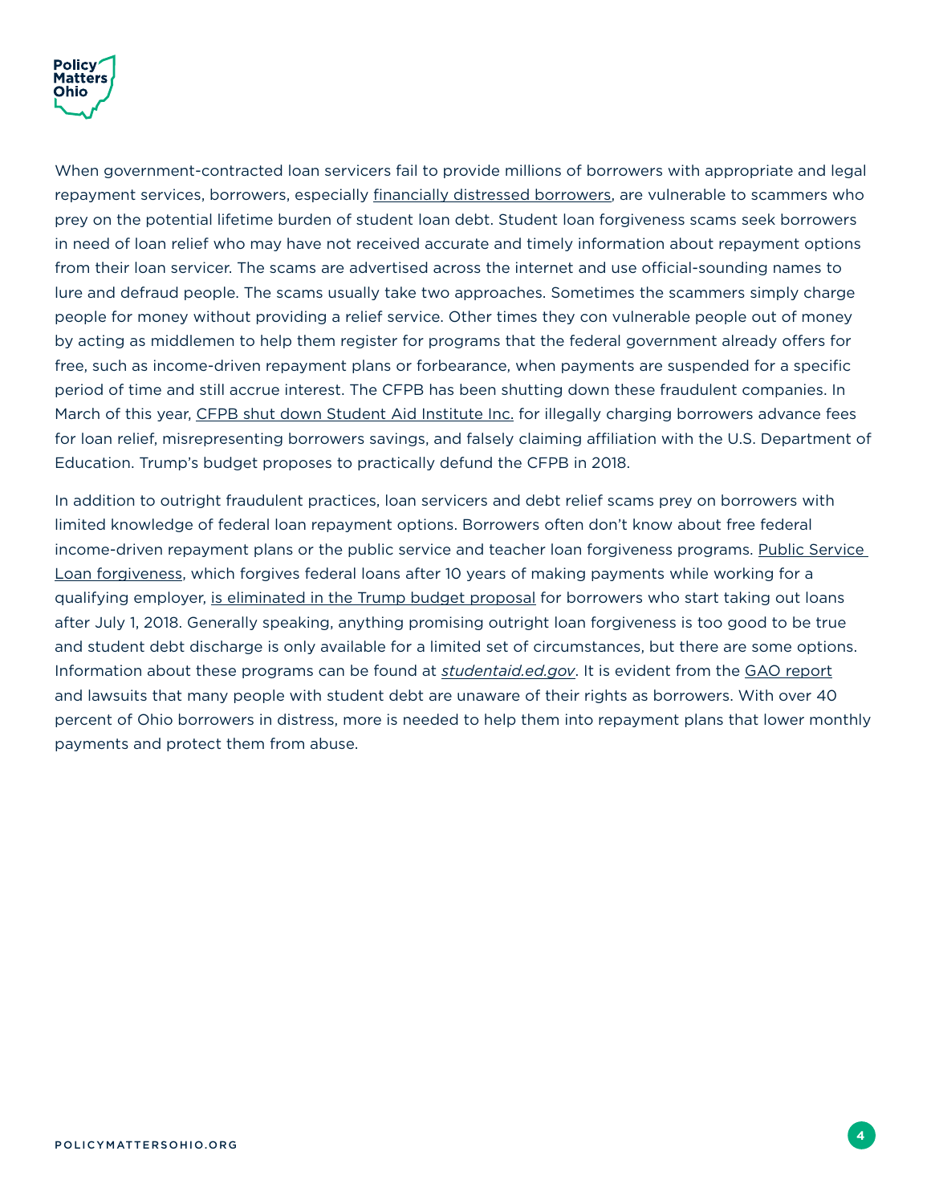When government-contracted loan servicers fail to provide millions of borrowers with appropriate and legal repayment services, borrowers, especially financially distressed borrowers, are vulnerable to scammers who prey on the potential lifetime burden of student loan debt. Student loan forgiveness scams seek borrowers in need of loan relief who may have not received accurate and timely information about repayment options from their loan servicer. The scams are advertised across the internet and use official-sounding names to lure and defraud people. The scams usually take two approaches. Sometimes the scammers simply charge people for money without providing a relief service. Other times they con vulnerable people out of money by acting as middlemen to help them register for programs that the federal government already offers for free, such as income-driven repayment plans or forbearance, when payments are suspended for a specific period of time and still accrue interest. The CFPB has been shutting down these fraudulent companies. In March of this year, CFPB shut down Student Aid Institute Inc. for illegally charging borrowers advance fees for loan relief, misrepresenting borrowers savings, and falsely claiming affiliation with the U.S. Department of Education. Trump's budget proposes to practically defund the CFPB in 2018.

In addition to outright fraudulent practices, loan servicers and debt relief scams prey on borrowers with limited knowledge of federal loan repayment options. Borrowers often don't know about free federal income-driven repayment plans or the public service and teacher loan forgiveness programs. Public Service Loan forgiveness, which forgives federal loans after 10 years of making payments while working for a qualifying employer, is eliminated in the Trump budget proposal for borrowers who start taking out loans after July 1, 2018. Generally speaking, anything promising outright loan forgiveness is too good to be true and student debt discharge is only available for a limited set of circumstances, but there are some options. Information about these programs can be found at *studentaid.ed.gov*. It is evident from the GAO report and lawsuits that many people with student debt are unaware of their rights as borrowers. With over 40 percent of Ohio borrowers in distress, more is needed to help them into repayment plans that lower monthly payments and protect them from abuse.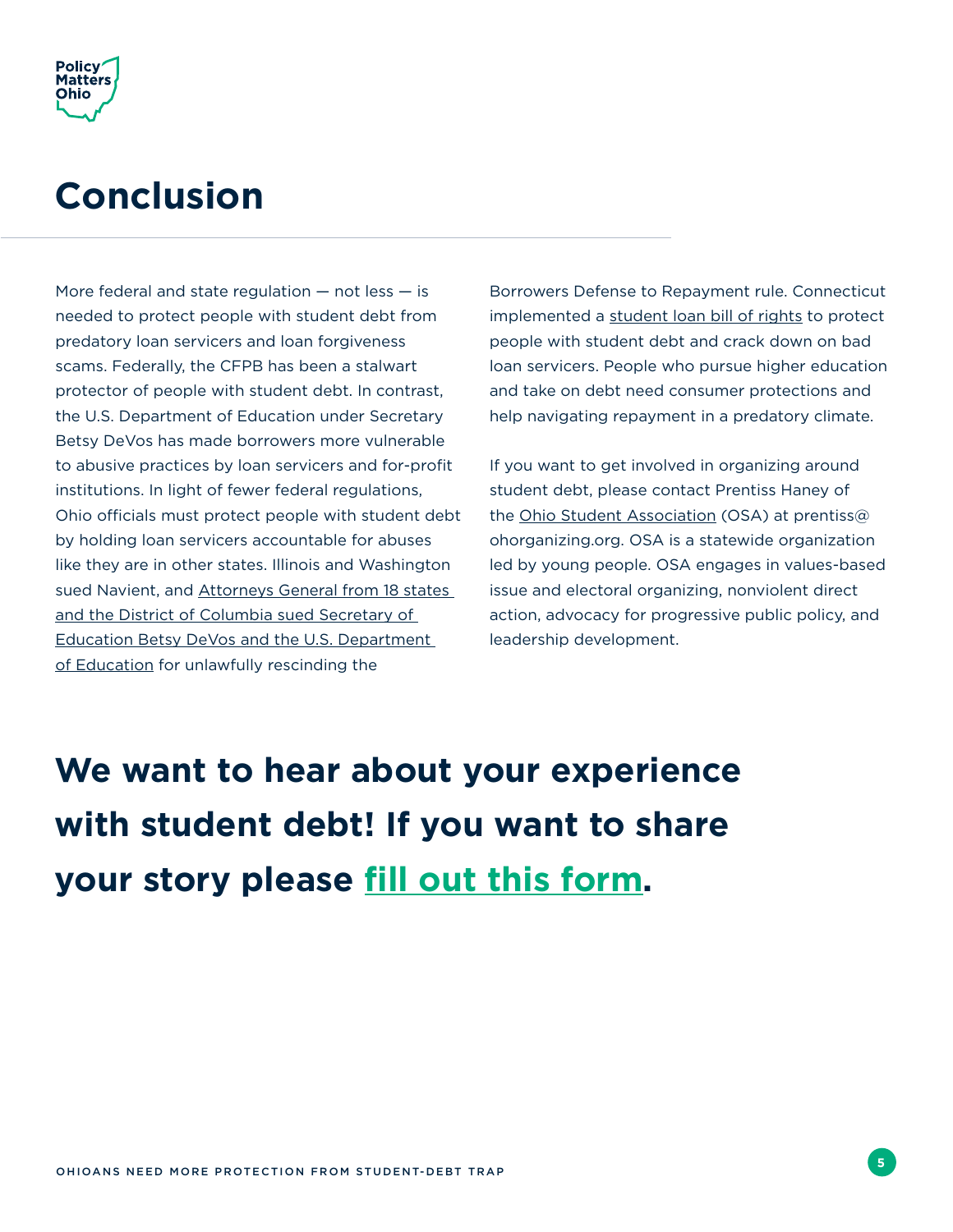# Conclusion

More federal and state regulation — not less — is needed to protect people with student debt from predatory loan servicers and loan forgiveness scams. Federally, the CFPB has been a stalwart protector of people with student debt. In contrast, the U.S. Department of Education under Secretary Betsy DeVos has made borrowers more vulnerable to abusive practices by loan servicers and for-profit institutions. In light of fewer federal regulations, Ohio officials must protect people with student debt by holding loan servicers accountable for abuses like they are in other states. Illinois and Washington sued Navient, and Attorneys General from 18 states and the District of Columbia sued Secretary of Education Betsy DeVos and the U.S. Department of Education for unlawfully rescinding the Borrowers Defense to Repayment rule. Connecticut implemented a student loan bill of rights to protect people with student debt and crack down on bad loan servicers. People who pursue higher education and take on debt need consumer protections and help navigating repayment in a predatory climate.

If you want to get involved in organizing around student debt, please contact Prentiss Haney of the Ohio Student Association (OSA) at prentiss@ohorganizing.org. OSA is a statewide organization led by young people. OSA engages in values-based issue and electoral organizing, nonviolent direct action, advocacy for progressive public policy, and leadership development.

**We want to hear about your experience with student debt! If you want to share your story please fill out this form.**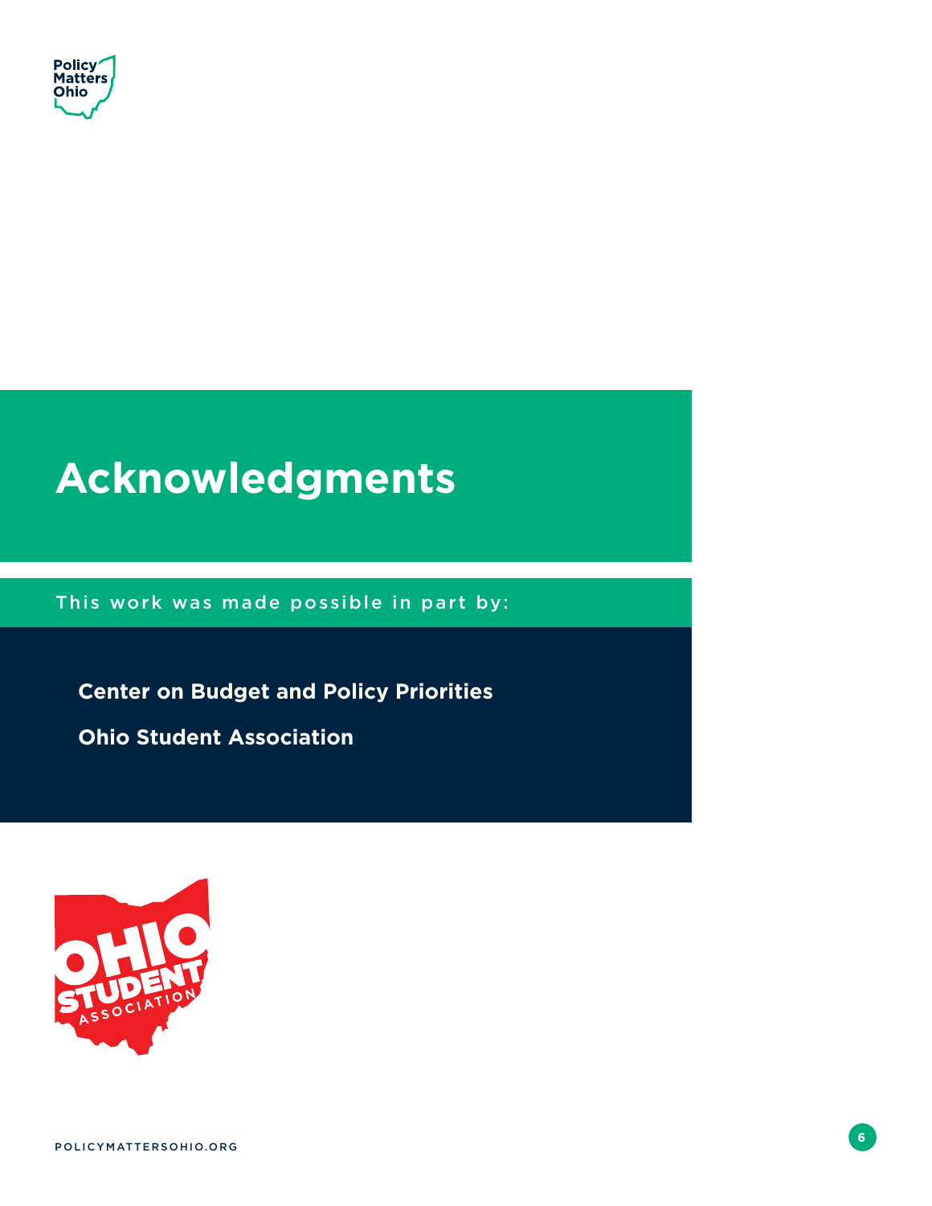# Acknowledgments

This work was made possible in part by:

**Center on Budget and Policy Priorities**

**Ohio Student Association**